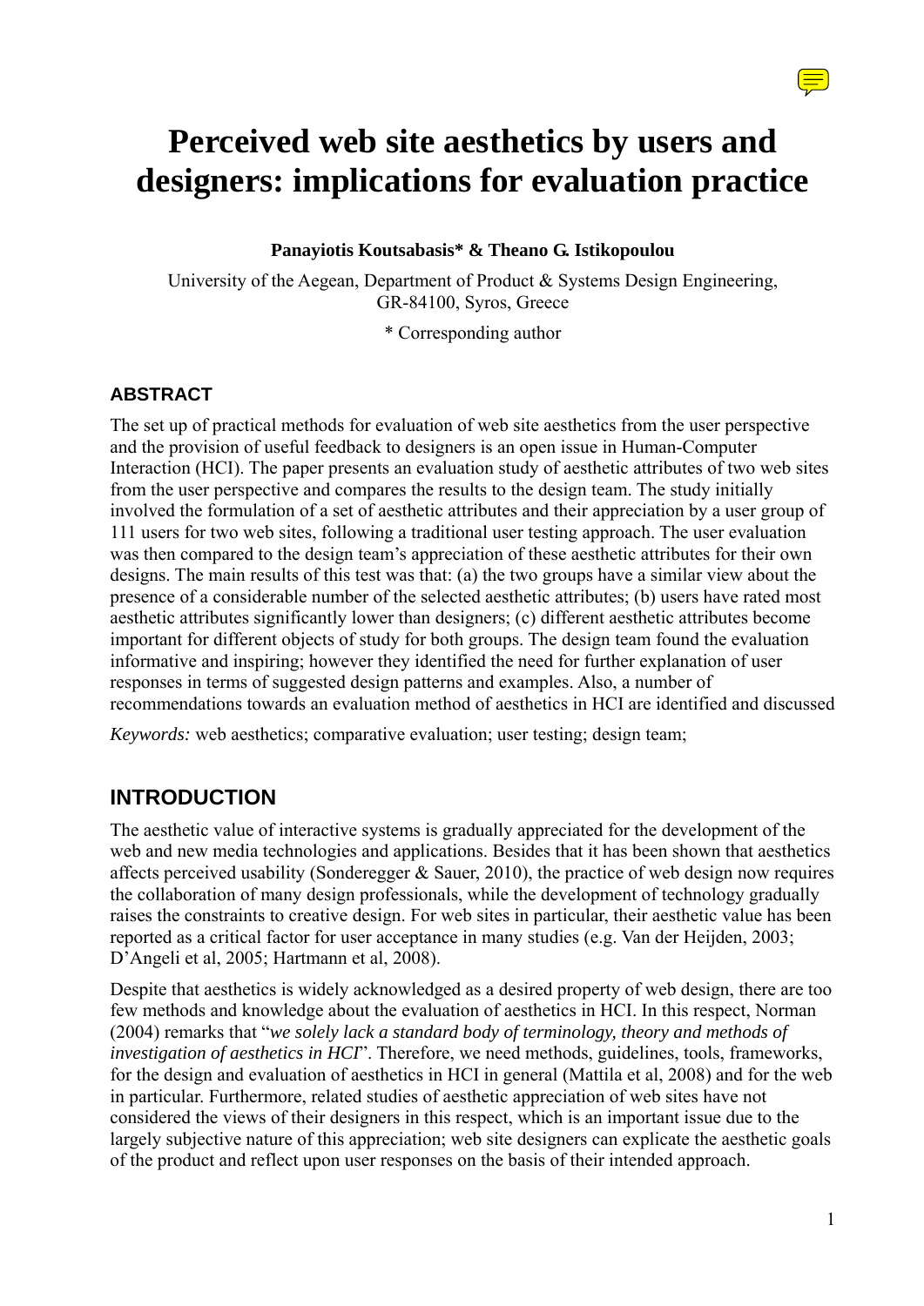# Perceived web site aesthetics by users and designers: implications for evaluation practice

**Panayiotis Koutsabasis* & Theano G. Istikopoulou**

University of the Aegean, Department of Product & Systems Design Engineering, GR-84100, Syros, Greece

\* Corresponding author

## ABSTRACT

The set up of practical methods for evaluation of web site aesthetics from the user perspective and the provision of useful feedback to designers is an open issue in Human-Computer Interaction (HCI). The paper presents an evaluation study of aesthetic attributes of two web sites from the user perspective and compares the results to the design team. The study initially involved the formulation of a set of aesthetic attributes and their appreciation by a user group of 111 users for two web sites, following a traditional user testing approach. The user evaluation was then compared to the design team's appreciation of these aesthetic attributes for their own designs. The main results of this test was that: (a) the two groups have a similar view about the presence of a considerable number of the selected aesthetic attributes; (b) users have rated most aesthetic attributes significantly lower than designers; (c) different aesthetic attributes become important for different objects of study for both groups. The design team found the evaluation informative and inspiring; however they identified the need for further explanation of user responses in terms of suggested design patterns and examples. Also, a number of recommendations towards an evaluation method of aesthetics in HCI are identified and discussed

*Keywords:* web aesthetics; comparative evaluation; user testing; design team;

## INTRODUCTION

The aesthetic value of interactive systems is gradually appreciated for the development of the web and new media technologies and applications. Besides that it has been shown that aesthetics affects perceived usability (Sonderegger & Sauer, 2010), the practice of web design now requires the collaboration of many design professionals, while the development of technology gradually raises the constraints to creative design. For web sites in particular, their aesthetic value has been reported as a critical factor for user acceptance in many studies (e.g. Van der Heijden, 2003; D'Angeli et al, 2005; Hartmann et al, 2008).

Despite that aesthetics is widely acknowledged as a desired property of web design, there are too few methods and knowledge about the evaluation of aesthetics in HCI. In this respect, Norman (2004) remarks that "*we solely lack a standard body of terminology, theory and methods of investigation of aesthetics in HCI*". Therefore, we need methods, guidelines, tools, frameworks, for the design and evaluation of aesthetics in HCI in general (Mattila et al, 2008) and for the web in particular. Furthermore, related studies of aesthetic appreciation of web sites have not considered the views of their designers in this respect, which is an important issue due to the largely subjective nature of this appreciation; web site designers can explicate the aesthetic goals of the product and reflect upon user responses on the basis of their intended approach.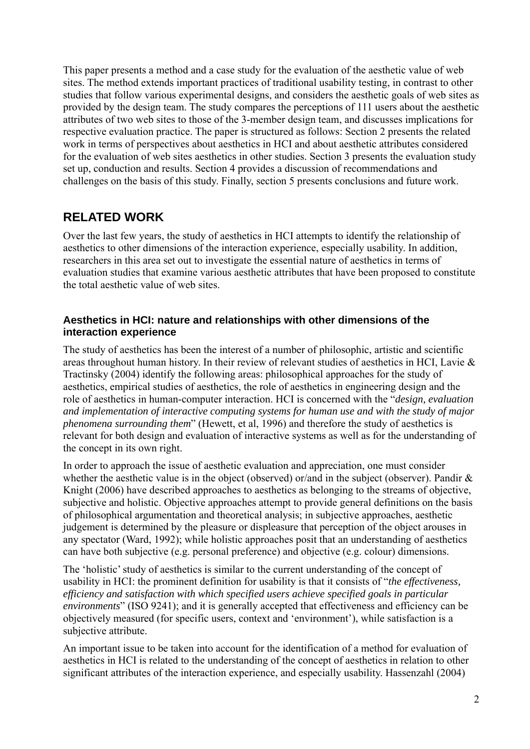This paper presents a method and a case study for the evaluation of the aesthetic value of web sites. The method extends important practices of traditional usability testing, in contrast to other studies that follow various experimental designs, and considers the aesthetic goals of web sites as provided by the design team. The study compares the perceptions of 111 users about the aesthetic attributes of two web sites to those of the 3-member design team, and discusses implications for respective evaluation practice. The paper is structured as follows: Section 2 presents the related work in terms of perspectives about aesthetics in HCI and about aesthetic attributes considered for the evaluation of web sites aesthetics in other studies. Section 3 presents the evaluation study set up, conduction and results. Section 4 provides a discussion of recommendations and challenges on the basis of this study. Finally, section 5 presents conclusions and future work.

## RELATED WORK

Over the last few years, the study of aesthetics in HCI attempts to identify the relationship of aesthetics to other dimensions of the interaction experience, especially usability. In addition, researchers in this area set out to investigate the essential nature of aesthetics in terms of evaluation studies that examine various aesthetic attributes that have been proposed to constitute the total aesthetic value of web sites.

### Aesthetics in HCI: nature and relationships with other dimensions of the interaction experience

The study of aesthetics has been the interest of a number of philosophic, artistic and scientific areas throughout human history. In their review of relevant studies of aesthetics in HCI, Lavie & Tractinsky (2004) identify the following areas: philosophical approaches for the study of aesthetics, empirical studies of aesthetics, the role of aesthetics in engineering design and the role of aesthetics in human-computer interaction. HCI is concerned with the "*design, evaluation and implementation of interactive computing systems for human use and with the study of major phenomena surrounding them*" (Hewett, et al, 1996) and therefore the study of aesthetics is relevant for both design and evaluation of interactive systems as well as for the understanding of the concept in its own right.

In order to approach the issue of aesthetic evaluation and appreciation, one must consider whether the aesthetic value is in the object (observed) or/and in the subject (observer). Pandir & Knight (2006) have described approaches to aesthetics as belonging to the streams of objective, subjective and holistic. Objective approaches attempt to provide general definitions on the basis of philosophical argumentation and theoretical analysis; in subjective approaches, aesthetic judgement is determined by the pleasure or displeasure that perception of the object arouses in any spectator (Ward, 1992); while holistic approaches posit that an understanding of aesthetics can have both subjective (e.g. personal preference) and objective (e.g. colour) dimensions.

The 'holistic' study of aesthetics is similar to the current understanding of the concept of usability in HCI: the prominent definition for usability is that it consists of "*the effectiveness, efficiency and satisfaction with which specified users achieve specified goals in particular environments*" (ISO 9241); and it is generally accepted that effectiveness and efficiency can be objectively measured (for specific users, context and 'environment'), while satisfaction is a subjective attribute.

An important issue to be taken into account for the identification of a method for evaluation of aesthetics in HCI is related to the understanding of the concept of aesthetics in relation to other significant attributes of the interaction experience, and especially usability. Hassenzahl (2004)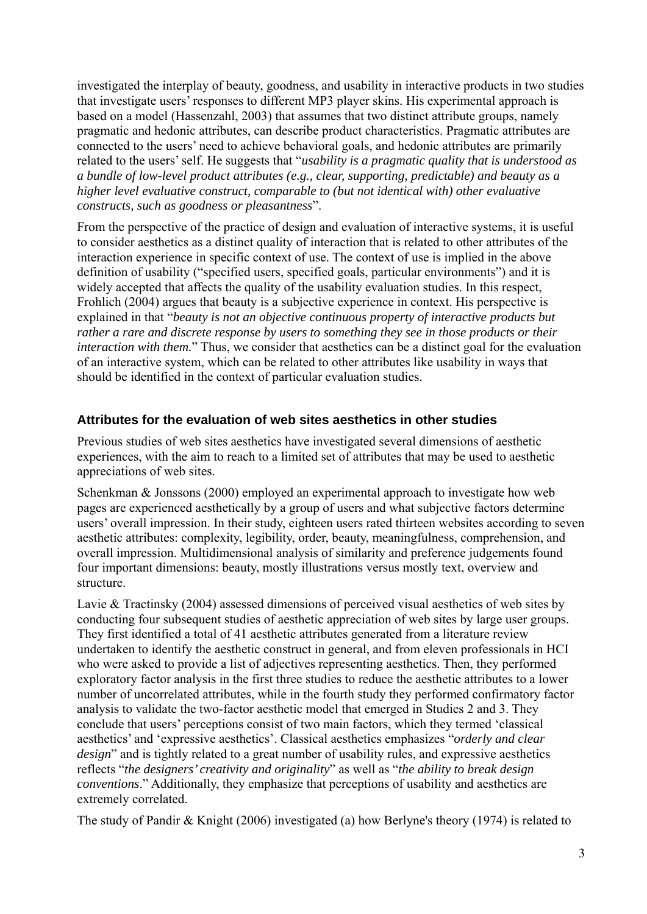investigated the interplay of beauty, goodness, and usability in interactive products in two studies that investigate users' responses to different MP3 player skins. His experimental approach is based on a model (Hassenzahl, 2003) that assumes that two distinct attribute groups, namely pragmatic and hedonic attributes, can describe product characteristics. Pragmatic attributes are connected to the users' need to achieve behavioral goals, and hedonic attributes are primarily related to the users' self. He suggests that "*usability is a pragmatic quality that is understood as a bundle of low-level product attributes (e.g., clear, supporting, predictable) and beauty as a higher level evaluative construct, comparable to (but not identical with) other evaluative constructs, such as goodness or pleasantness*".

From the perspective of the practice of design and evaluation of interactive systems, it is useful to consider aesthetics as a distinct quality of interaction that is related to other attributes of the interaction experience in specific context of use. The context of use is implied in the above definition of usability ("specified users, specified goals, particular environments") and it is widely accepted that affects the quality of the usability evaluation studies. In this respect, Frohlich (2004) argues that beauty is a subjective experience in context. His perspective is explained in that "*beauty is not an objective continuous property of interactive products but rather a rare and discrete response by users to something they see in those products or their interaction with them.*" Thus, we consider that aesthetics can be a distinct goal for the evaluation of an interactive system, which can be related to other attributes like usability in ways that should be identified in the context of particular evaluation studies.

### Attributes for the evaluation of web sites aesthetics in other studies

Previous studies of web sites aesthetics have investigated several dimensions of aesthetic experiences, with the aim to reach to a limited set of attributes that may be used to aesthetic appreciations of web sites.

Schenkman & Jonssons (2000) employed an experimental approach to investigate how web pages are experienced aesthetically by a group of users and what subjective factors determine users' overall impression. In their study, eighteen users rated thirteen websites according to seven aesthetic attributes: complexity, legibility, order, beauty, meaningfulness, comprehension, and overall impression. Multidimensional analysis of similarity and preference judgements found four important dimensions: beauty, mostly illustrations versus mostly text, overview and structure.

Lavie & Tractinsky (2004) assessed dimensions of perceived visual aesthetics of web sites by conducting four subsequent studies of aesthetic appreciation of web sites by large user groups. They first identified a total of 41 aesthetic attributes generated from a literature review undertaken to identify the aesthetic construct in general, and from eleven professionals in HCI who were asked to provide a list of adjectives representing aesthetics. Then, they performed exploratory factor analysis in the first three studies to reduce the aesthetic attributes to a lower number of uncorrelated attributes, while in the fourth study they performed confirmatory factor analysis to validate the two-factor aesthetic model that emerged in Studies 2 and 3. They conclude that users' perceptions consist of two main factors, which they termed 'classical aesthetics' and 'expressive aesthetics'. Classical aesthetics emphasizes "*orderly and clear design*" and is tightly related to a great number of usability rules, and expressive aesthetics reflects "*the designers' creativity and originality*" as well as "*the ability to break design conventions*." Additionally, they emphasize that perceptions of usability and aesthetics are extremely correlated.

The study of Pandir & Knight (2006) investigated (a) how Berlyne's theory (1974) is related to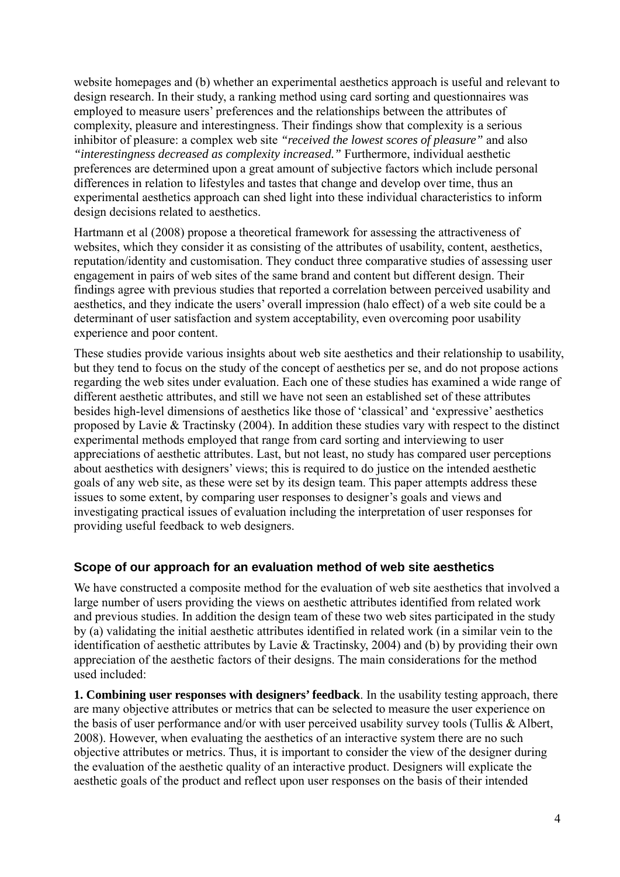website homepages and (b) whether an experimental aesthetics approach is useful and relevant to design research. In their study, a ranking method using card sorting and questionnaires was employed to measure users' preferences and the relationships between the attributes of complexity, pleasure and interestingness. Their findings show that complexity is a serious inhibitor of pleasure: a complex web site *"received the lowest scores of pleasure"* and also *"interestingness decreased as complexity increased."* Furthermore, individual aesthetic preferences are determined upon a great amount of subjective factors which include personal differences in relation to lifestyles and tastes that change and develop over time, thus an experimental aesthetics approach can shed light into these individual characteristics to inform design decisions related to aesthetics.

Hartmann et al (2008) propose a theoretical framework for assessing the attractiveness of websites, which they consider it as consisting of the attributes of usability, content, aesthetics, reputation/identity and customisation. They conduct three comparative studies of assessing user engagement in pairs of web sites of the same brand and content but different design. Their findings agree with previous studies that reported a correlation between perceived usability and aesthetics, and they indicate the users' overall impression (halo effect) of a web site could be a determinant of user satisfaction and system acceptability, even overcoming poor usability experience and poor content.

These studies provide various insights about web site aesthetics and their relationship to usability, but they tend to focus on the study of the concept of aesthetics per se, and do not propose actions regarding the web sites under evaluation. Each one of these studies has examined a wide range of different aesthetic attributes, and still we have not seen an established set of these attributes besides high-level dimensions of aesthetics like those of 'classical' and 'expressive' aesthetics proposed by Lavie & Tractinsky (2004). In addition these studies vary with respect to the distinct experimental methods employed that range from card sorting and interviewing to user appreciations of aesthetic attributes. Last, but not least, no study has compared user perceptions about aesthetics with designers' views; this is required to do justice on the intended aesthetic goals of any web site, as these were set by its design team. This paper attempts address these issues to some extent, by comparing user responses to designer's goals and views and investigating practical issues of evaluation including the interpretation of user responses for providing useful feedback to web designers.

## Scope of our approach for an evaluation method of web site aesthetics

We have constructed a composite method for the evaluation of web site aesthetics that involved a large number of users providing the views on aesthetic attributes identified from related work and previous studies. In addition the design team of these two web sites participated in the study by (a) validating the initial aesthetic attributes identified in related work (in a similar vein to the identification of aesthetic attributes by Lavie & Tractinsky, 2004) and (b) by providing their own appreciation of the aesthetic factors of their designs. The main considerations for the method used included:

**1. Combining user responses with designers' feedback**. In the usability testing approach, there are many objective attributes or metrics that can be selected to measure the user experience on the basis of user performance and/or with user perceived usability survey tools (Tullis & Albert, 2008). However, when evaluating the aesthetics of an interactive system there are no such objective attributes or metrics. Thus, it is important to consider the view of the designer during the evaluation of the aesthetic quality of an interactive product. Designers will explicate the aesthetic goals of the product and reflect upon user responses on the basis of their intended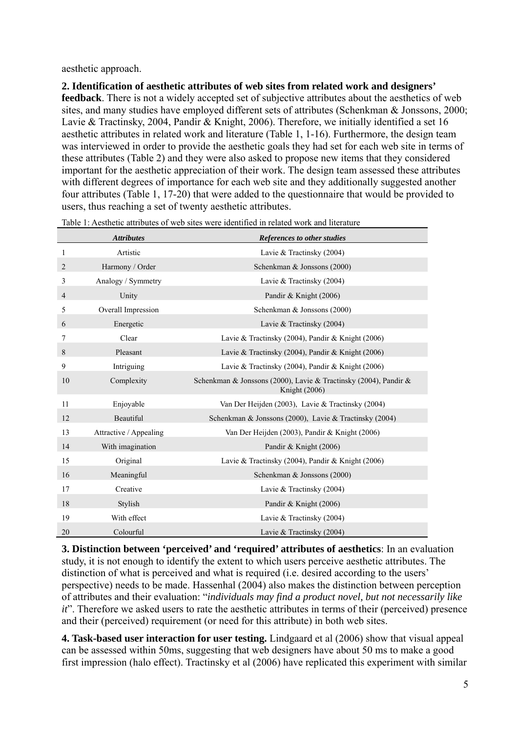aesthetic approach.

**2. Identification of aesthetic attributes of web sites from related work and designers' feedback**. There is not a widely accepted set of subjective attributes about the aesthetics of web sites, and many studies have employed different sets of attributes (Schenkman & Jonssons, 2000; Lavie & Tractinsky, 2004, Pandir & Knight, 2006). Therefore, we initially identified a set 16 aesthetic attributes in related work and literature (Table 1, 1-16). Furthermore, the design team was interviewed in order to provide the aesthetic goals they had set for each web site in terms of these attributes (Table 2) and they were also asked to propose new items that they considered important for the aesthetic appreciation of their work. The design team assessed these attributes with different degrees of importance for each web site and they additionally suggested another four attributes (Table 1, 17-20) that were added to the questionnaire that would be provided to users, thus reaching a set of twenty aesthetic attributes.

Table 1: Aesthetic attributes of web sites were identified in related work and literature

| | *Attributes* | *References to other studies* |
|---|---|---|
| 1 | Artistic | Lavie & Tractinsky (2004) |
| 2 | Harmony / Order | Schenkman & Jonssons (2000) |
| 3 | Analogy / Symmetry | Lavie & Tractinsky (2004) |
| 4 | Unity | Pandir & Knight (2006) |
| 5 | Overall Impression | Schenkman & Jonssons (2000) |
| 6 | Energetic | Lavie & Tractinsky (2004) |
| 7 | Clear | Lavie & Tractinsky (2004), Pandir & Knight (2006) |
| 8 | Pleasant | Lavie & Tractinsky (2004), Pandir & Knight (2006) |
| 9 | Intriguing | Lavie & Tractinsky (2004), Pandir & Knight (2006) |
| 10 | Complexity | Schenkman & Jonssons (2000), Lavie & Tractinsky (2004), Pandir & Knight (2006) |
| 11 | Enjoyable | Van Der Heijden (2003), Lavie & Tractinsky (2004) |
| 12 | Beautiful | Schenkman & Jonssons (2000), Lavie & Tractinsky (2004) |
| 13 | Attractive / Appealing | Van Der Heijden (2003), Pandir & Knight (2006) |
| 14 | With imagination | Pandir & Knight (2006) |
| 15 | Original | Lavie & Tractinsky (2004), Pandir & Knight (2006) |
| 16 | Meaningful | Schenkman & Jonssons (2000) |
| 17 | Creative | Lavie & Tractinsky (2004) |
| 18 | Stylish | Pandir & Knight (2006) |
| 19 | With effect | Lavie & Tractinsky (2004) |
| 20 | Colourful | Lavie & Tractinsky (2004) |

**3. Distinction between 'perceived' and 'required' attributes of aesthetics**: In an evaluation study, it is not enough to identify the extent to which users perceive aesthetic attributes. The distinction of what is perceived and what is required (i.e. desired according to the users' perspective) needs to be made. Hassenhal (2004) also makes the distinction between perception of attributes and their evaluation: "*individuals may find a product novel, but not necessarily like it*". Therefore we asked users to rate the aesthetic attributes in terms of their (perceived) presence and their (perceived) requirement (or need for this attribute) in both web sites.

**4. Task-based user interaction for user testing.** Lindgaard et al (2006) show that visual appeal can be assessed within 50ms, suggesting that web designers have about 50 ms to make a good first impression (halo effect). Tractinsky et al (2006) have replicated this experiment with similar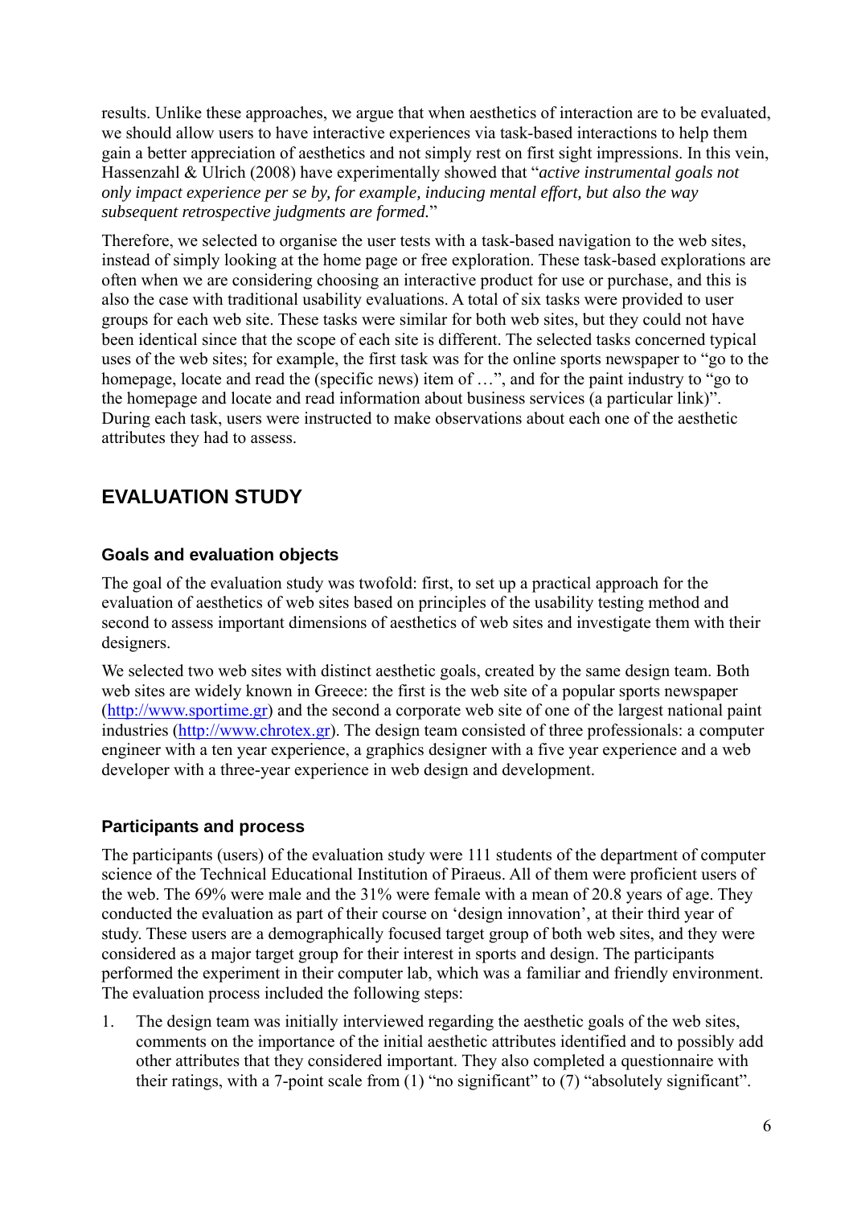results. Unlike these approaches, we argue that when aesthetics of interaction are to be evaluated, we should allow users to have interactive experiences via task-based interactions to help them gain a better appreciation of aesthetics and not simply rest on first sight impressions. In this vein, Hassenzahl & Ulrich (2008) have experimentally showed that "*active instrumental goals not only impact experience per se by, for example, inducing mental effort, but also the way subsequent retrospective judgments are formed.*"

Therefore, we selected to organise the user tests with a task-based navigation to the web sites, instead of simply looking at the home page or free exploration. These task-based explorations are often when we are considering choosing an interactive product for use or purchase, and this is also the case with traditional usability evaluations. A total of six tasks were provided to user groups for each web site. These tasks were similar for both web sites, but they could not have been identical since that the scope of each site is different. The selected tasks concerned typical uses of the web sites; for example, the first task was for the online sports newspaper to "go to the homepage, locate and read the (specific news) item of …", and for the paint industry to "go to the homepage and locate and read information about business services (a particular link)". During each task, users were instructed to make observations about each one of the aesthetic attributes they had to assess.

## EVALUATION STUDY

### Goals and evaluation objects

The goal of the evaluation study was twofold: first, to set up a practical approach for the evaluation of aesthetics of web sites based on principles of the usability testing method and second to assess important dimensions of aesthetics of web sites and investigate them with their designers.

We selected two web sites with distinct aesthetic goals, created by the same design team. Both web sites are widely known in Greece: the first is the web site of a popular sports newspaper (http://www.sportime.gr) and the second a corporate web site of one of the largest national paint industries (http://www.chrotex.gr). The design team consisted of three professionals: a computer engineer with a ten year experience, a graphics designer with a five year experience and a web developer with a three-year experience in web design and development.

### Participants and process

The participants (users) of the evaluation study were 111 students of the department of computer science of the Technical Educational Institution of Piraeus. All of them were proficient users of the web. The 69% were male and the 31% were female with a mean of 20.8 years of age. They conducted the evaluation as part of their course on 'design innovation', at their third year of study. These users are a demographically focused target group of both web sites, and they were considered as a major target group for their interest in sports and design. The participants performed the experiment in their computer lab, which was a familiar and friendly environment. The evaluation process included the following steps:

1. The design team was initially interviewed regarding the aesthetic goals of the web sites, comments on the importance of the initial aesthetic attributes identified and to possibly add other attributes that they considered important. They also completed a questionnaire with their ratings, with a 7-point scale from (1) "no significant" to (7) "absolutely significant".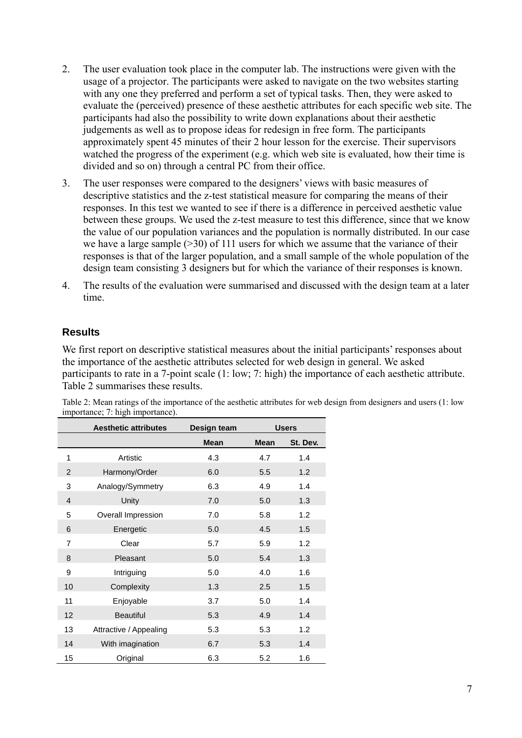2. The user evaluation took place in the computer lab. The instructions were given with the usage of a projector. The participants were asked to navigate on the two websites starting with any one they preferred and perform a set of typical tasks. Then, they were asked to evaluate the (perceived) presence of these aesthetic attributes for each specific web site. The participants had also the possibility to write down explanations about their aesthetic judgements as well as to propose ideas for redesign in free form. The participants approximately spent 45 minutes of their 2 hour lesson for the exercise. Their supervisors watched the progress of the experiment (e.g. which web site is evaluated, how their time is divided and so on) through a central PC from their office.

3. The user responses were compared to the designers' views with basic measures of descriptive statistics and the z-test statistical measure for comparing the means of their responses. In this test we wanted to see if there is a difference in perceived aesthetic value between these groups. We used the z-test measure to test this difference, since that we know the value of our population variances and the population is normally distributed. In our case we have a large sample (>30) of 111 users for which we assume that the variance of their responses is that of the larger population, and a small sample of the whole population of the design team consisting 3 designers but for which the variance of their responses is known.

4. The results of the evaluation were summarised and discussed with the design team at a later time.

## Results

We first report on descriptive statistical measures about the initial participants' responses about the importance of the aesthetic attributes selected for web design in general. We asked participants to rate in a 7-point scale (1: low; 7: high) the importance of each aesthetic attribute. Table 2 summarises these results.

Table 2: Mean ratings of the importance of the aesthetic attributes for web design from designers and users (1: low importance; 7: high importance).

| | Aesthetic attributes | Design team | Users | |
|---|---|---|---|---|
| | | Mean | Mean | St. Dev. |
| 1 | Artistic | 4.3 | 4.7 | 1.4 |
| 2 | Harmony/Order | 6.0 | 5.5 | 1.2 |
| 3 | Analogy/Symmetry | 6.3 | 4.9 | 1.4 |
| 4 | Unity | 7.0 | 5.0 | 1.3 |
| 5 | Overall Impression | 7.0 | 5.8 | 1.2 |
| 6 | Energetic | 5.0 | 4.5 | 1.5 |
| 7 | Clear | 5.7 | 5.9 | 1.2 |
| 8 | Pleasant | 5.0 | 5.4 | 1.3 |
| 9 | Intriguing | 5.0 | 4.0 | 1.6 |
| 10 | Complexity | 1.3 | 2.5 | 1.5 |
| 11 | Enjoyable | 3.7 | 5.0 | 1.4 |
| 12 | Beautiful | 5.3 | 4.9 | 1.4 |
| 13 | Attractive / Appealing | 5.3 | 5.3 | 1.2 |
| 14 | With imagination | 6.7 | 5.3 | 1.4 |
| 15 | Original | 6.3 | 5.2 | 1.6 |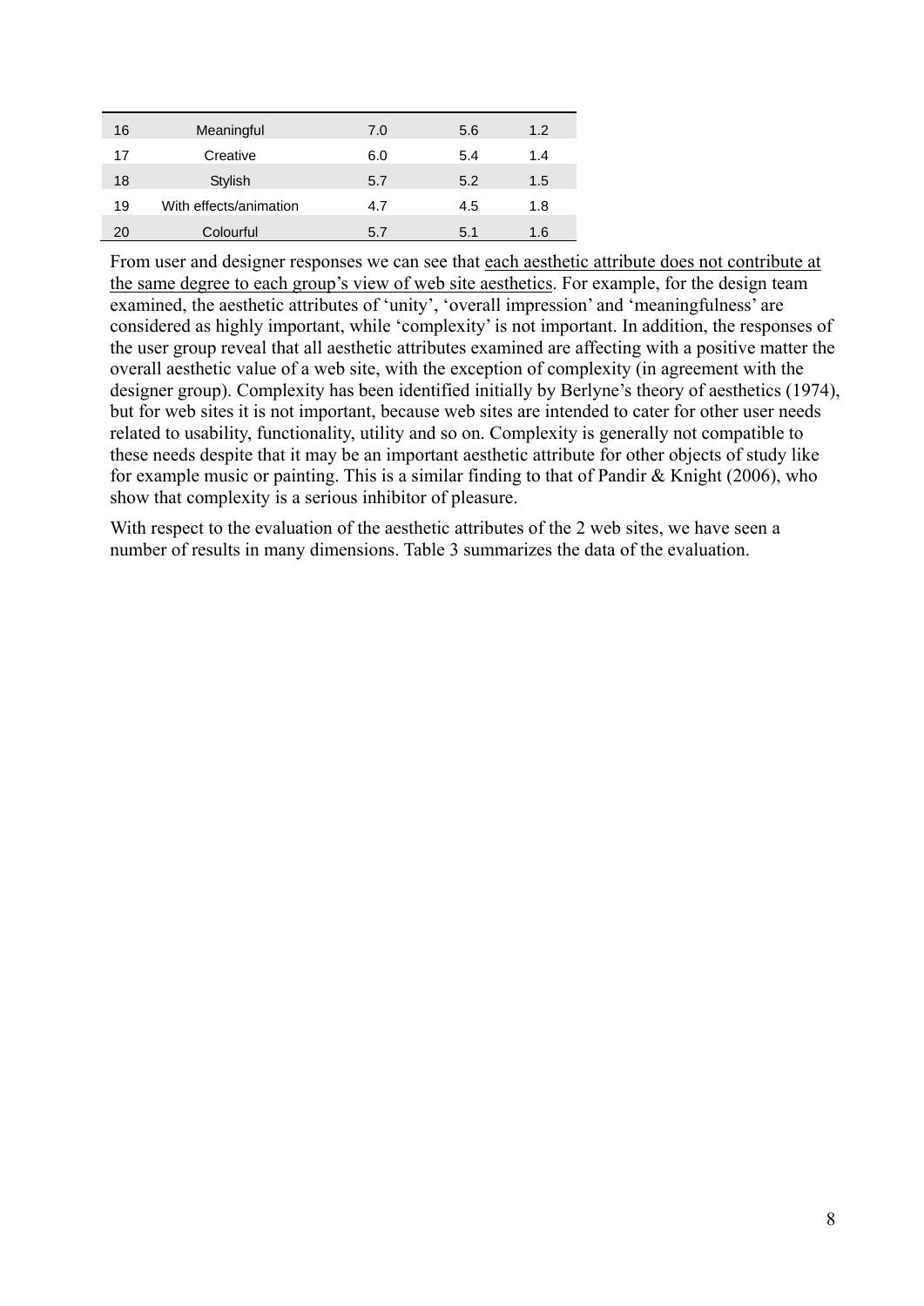| | | | | |
|---|---|---|---|---|
| 16 | Meaningful | 7.0 | 5.6 | 1.2 |
| 17 | Creative | 6.0 | 5.4 | 1.4 |
| 18 | Stylish | 5.7 | 5.2 | 1.5 |
| 19 | With effects/animation | 4.7 | 4.5 | 1.8 |
| 20 | Colourful | 5.7 | 5.1 | 1.6 |

From user and designer responses we can see that each aesthetic attribute does not contribute at the same degree to each group's view of web site aesthetics. For example, for the design team examined, the aesthetic attributes of 'unity', 'overall impression' and 'meaningfulness' are considered as highly important, while 'complexity' is not important. In addition, the responses of the user group reveal that all aesthetic attributes examined are affecting with a positive matter the overall aesthetic value of a web site, with the exception of complexity (in agreement with the designer group). Complexity has been identified initially by Berlyne's theory of aesthetics (1974), but for web sites it is not important, because web sites are intended to cater for other user needs related to usability, functionality, utility and so on. Complexity is generally not compatible to these needs despite that it may be an important aesthetic attribute for other objects of study like for example music or painting. This is a similar finding to that of Pandir & Knight (2006), who show that complexity is a serious inhibitor of pleasure.

With respect to the evaluation of the aesthetic attributes of the 2 web sites, we have seen a number of results in many dimensions. Table 3 summarizes the data of the evaluation.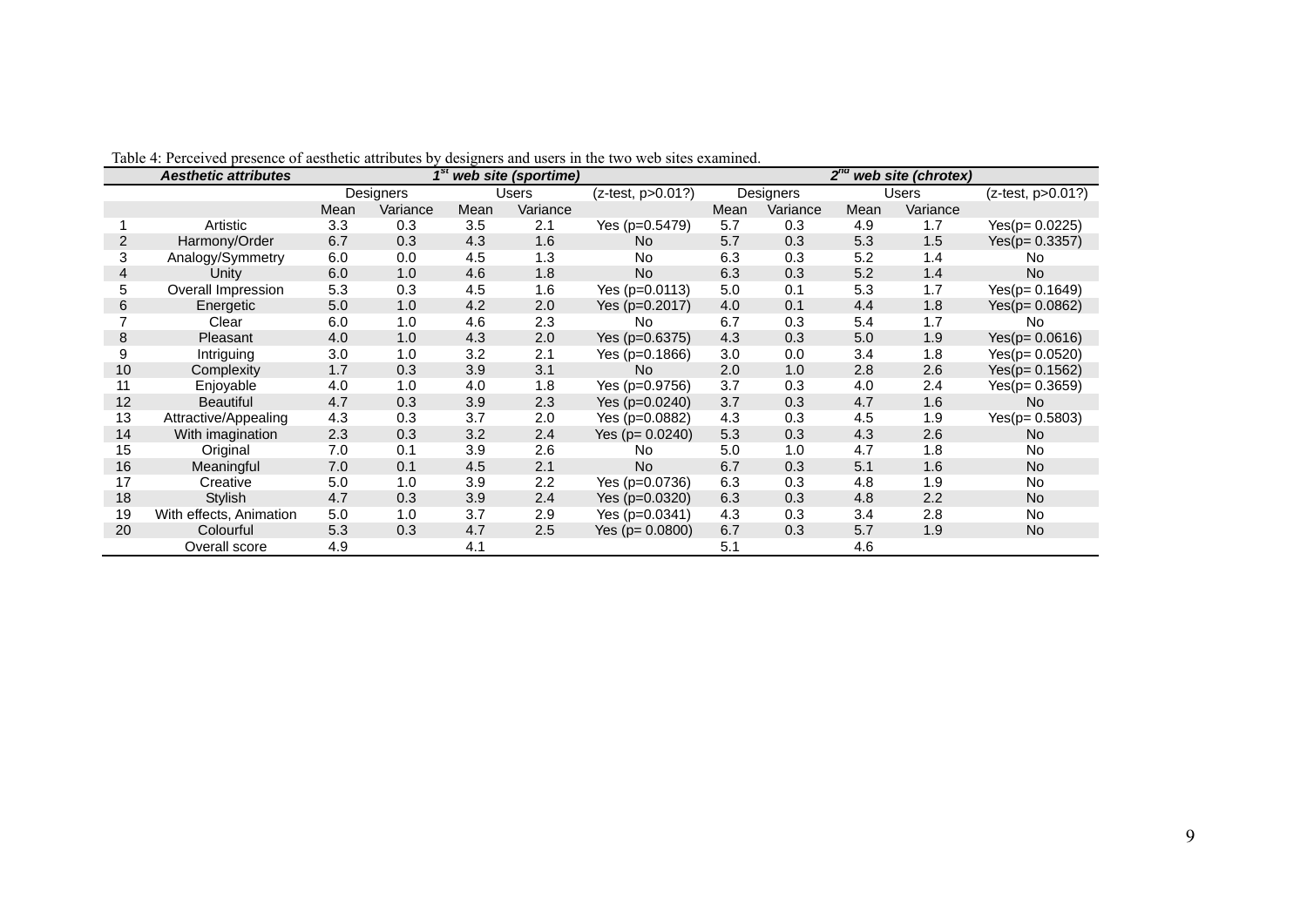Table 4: Perceived presence of aesthetic attributes by designers and users in the two web sites examined.

| | *Aesthetic attributes* | *1st web site (sportime)* | | | | | *2nd web site (chrotex)* | | | | |
|---|---|---|---|---|---|---|---|---|---|---|---|
| | | Designers | | Users | | (z-test, p>0.01?) | Designers | | Users | | (z-test, p>0.01?) |
| | | Mean | Variance | Mean | Variance | | Mean | Variance | Mean | Variance | |
| 1 | Artistic | 3.3 | 0.3 | 3.5 | 2.1 | Yes (p=0.5479) | 5.7 | 0.3 | 4.9 | 1.7 | Yes(p= 0.0225) |
| 2 | Harmony/Order | 6.7 | 0.3 | 4.3 | 1.6 | No | 5.7 | 0.3 | 5.3 | 1.5 | Yes(p= 0.3357) |
| 3 | Analogy/Symmetry | 6.0 | 0.0 | 4.5 | 1.3 | No | 6.3 | 0.3 | 5.2 | 1.4 | No |
| 4 | Unity | 6.0 | 1.0 | 4.6 | 1.8 | No | 6.3 | 0.3 | 5.2 | 1.4 | No |
| 5 | Overall Impression | 5.3 | 0.3 | 4.5 | 1.6 | Yes (p=0.0113) | 5.0 | 0.1 | 5.3 | 1.7 | Yes(p= 0.1649) |
| 6 | Energetic | 5.0 | 1.0 | 4.2 | 2.0 | Yes (p=0.2017) | 4.0 | 0.1 | 4.4 | 1.8 | Yes(p= 0.0862) |
| 7 | Clear | 6.0 | 1.0 | 4.6 | 2.3 | No | 6.7 | 0.3 | 5.4 | 1.7 | No |
| 8 | Pleasant | 4.0 | 1.0 | 4.3 | 2.0 | Yes (p=0.6375) | 4.3 | 0.3 | 5.0 | 1.9 | Yes(p= 0.0616) |
| 9 | Intriguing | 3.0 | 1.0 | 3.2 | 2.1 | Yes (p=0.1866) | 3.0 | 0.0 | 3.4 | 1.8 | Yes(p= 0.0520) |
| 10 | Complexity | 1.7 | 0.3 | 3.9 | 3.1 | No | 2.0 | 1.0 | 2.8 | 2.6 | Yes(p= 0.1562) |
| 11 | Enjoyable | 4.0 | 1.0 | 4.0 | 1.8 | Yes (p=0.9756) | 3.7 | 0.3 | 4.0 | 2.4 | Yes(p= 0.3659) |
| 12 | Beautiful | 4.7 | 0.3 | 3.9 | 2.3 | Yes (p=0.0240) | 3.7 | 0.3 | 4.7 | 1.6 | No |
| 13 | Attractive/Appealing | 4.3 | 0.3 | 3.7 | 2.0 | Yes (p=0.0882) | 4.3 | 0.3 | 4.5 | 1.9 | Yes(p= 0.5803) |
| 14 | With imagination | 2.3 | 0.3 | 3.2 | 2.4 | Yes (p= 0.0240) | 5.3 | 0.3 | 4.3 | 2.6 | No |
| 15 | Original | 7.0 | 0.1 | 3.9 | 2.6 | No | 5.0 | 1.0 | 4.7 | 1.8 | No |
| 16 | Meaningful | 7.0 | 0.1 | 4.5 | 2.1 | No | 6.7 | 0.3 | 5.1 | 1.6 | No |
| 17 | Creative | 5.0 | 1.0 | 3.9 | 2.2 | Yes (p=0.0736) | 6.3 | 0.3 | 4.8 | 1.9 | No |
| 18 | Stylish | 4.7 | 0.3 | 3.9 | 2.4 | Yes (p=0.0320) | 6.3 | 0.3 | 4.8 | 2.2 | No |
| 19 | With effects, Animation | 5.0 | 1.0 | 3.7 | 2.9 | Yes (p=0.0341) | 4.3 | 0.3 | 3.4 | 2.8 | No |
| 20 | Colourful | 5.3 | 0.3 | 4.7 | 2.5 | Yes (p= 0.0800) | 6.7 | 0.3 | 5.7 | 1.9 | No |
| | Overall score | 4.9 | | 4.1 | | | 5.1 | | 4.6 | | |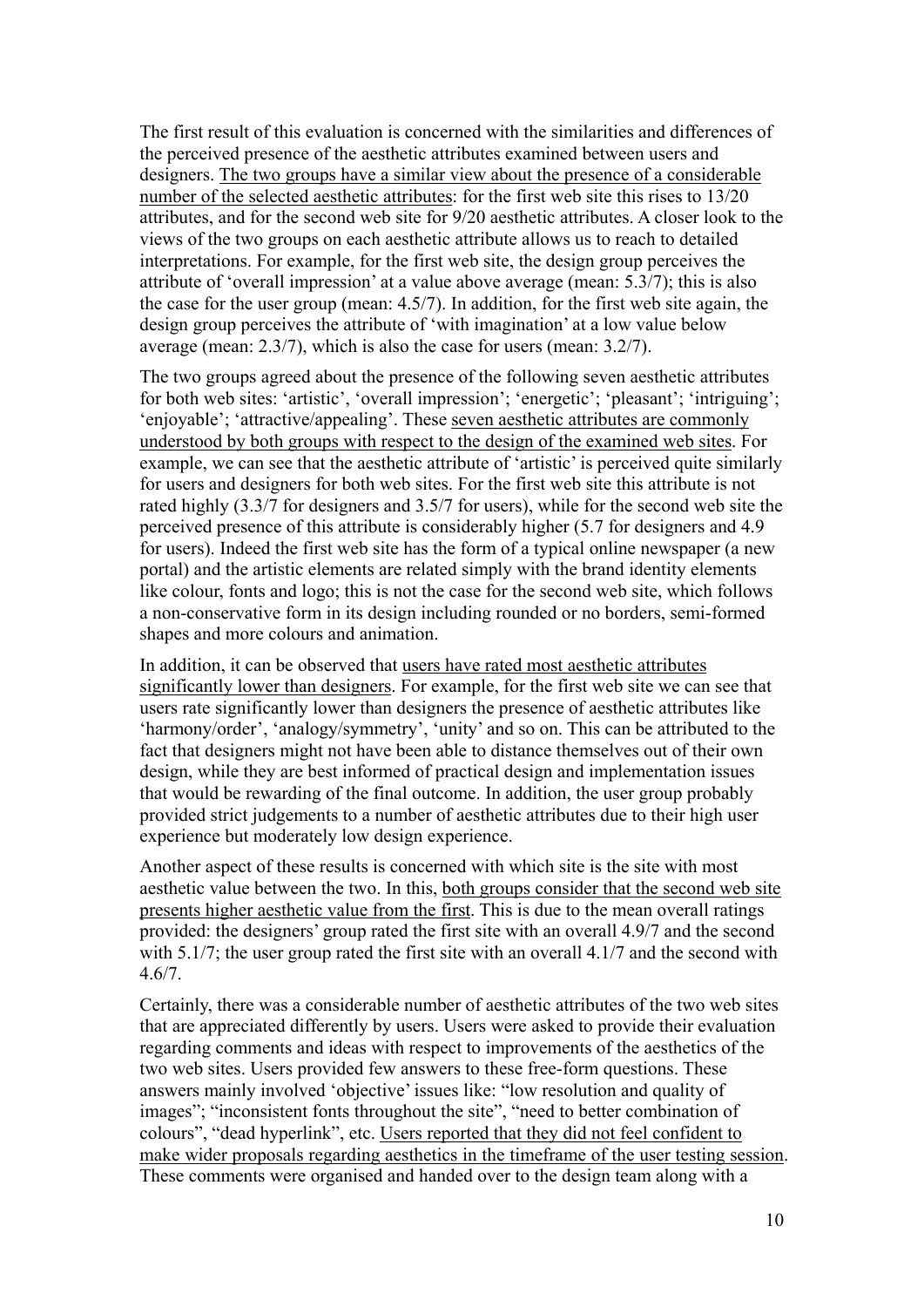The first result of this evaluation is concerned with the similarities and differences of the perceived presence of the aesthetic attributes examined between users and designers. <u>The two groups have a similar view about the presence of a considerable number of the selected aesthetic attributes</u>: for the first web site this rises to 13/20 attributes, and for the second web site for 9/20 aesthetic attributes. A closer look to the views of the two groups on each aesthetic attribute allows us to reach to detailed interpretations. For example, for the first web site, the design group perceives the attribute of 'overall impression' at a value above average (mean: 5.3/7); this is also the case for the user group (mean: 4.5/7). In addition, for the first web site again, the design group perceives the attribute of 'with imagination' at a low value below average (mean: 2.3/7), which is also the case for users (mean: 3.2/7).

The two groups agreed about the presence of the following seven aesthetic attributes for both web sites: 'artistic', 'overall impression'; 'energetic'; 'pleasant'; 'intriguing'; 'enjoyable'; 'attractive/appealing'. These <u>seven aesthetic attributes are commonly understood by both groups with respect to the design of the examined web sites</u>. For example, we can see that the aesthetic attribute of 'artistic' is perceived quite similarly for users and designers for both web sites. For the first web site this attribute is not rated highly (3.3/7 for designers and 3.5/7 for users), while for the second web site the perceived presence of this attribute is considerably higher (5.7 for designers and 4.9 for users). Indeed the first web site has the form of a typical online newspaper (a new portal) and the artistic elements are related simply with the brand identity elements like colour, fonts and logo; this is not the case for the second web site, which follows a non-conservative form in its design including rounded or no borders, semi-formed shapes and more colours and animation.

In addition, it can be observed that <u>users have rated most aesthetic attributes significantly lower than designers</u>. For example, for the first web site we can see that users rate significantly lower than designers the presence of aesthetic attributes like 'harmony/order', 'analogy/symmetry', 'unity' and so on. This can be attributed to the fact that designers might not have been able to distance themselves out of their own design, while they are best informed of practical design and implementation issues that would be rewarding of the final outcome. In addition, the user group probably provided strict judgements to a number of aesthetic attributes due to their high user experience but moderately low design experience.

Another aspect of these results is concerned with which site is the site with most aesthetic value between the two. In this, <u>both groups consider that the second web site presents higher aesthetic value from the first</u>. This is due to the mean overall ratings provided: the designers' group rated the first site with an overall 4.9/7 and the second with 5.1/7; the user group rated the first site with an overall 4.1/7 and the second with 4.6/7.

Certainly, there was a considerable number of aesthetic attributes of the two web sites that are appreciated differently by users. Users were asked to provide their evaluation regarding comments and ideas with respect to improvements of the aesthetics of the two web sites. Users provided few answers to these free-form questions. These answers mainly involved 'objective' issues like: "low resolution and quality of images"; "inconsistent fonts throughout the site", "need to better combination of colours", "dead hyperlink", etc. <u>Users reported that they did not feel confident to make wider proposals regarding aesthetics in the timeframe of the user testing session</u>. These comments were organised and handed over to the design team along with a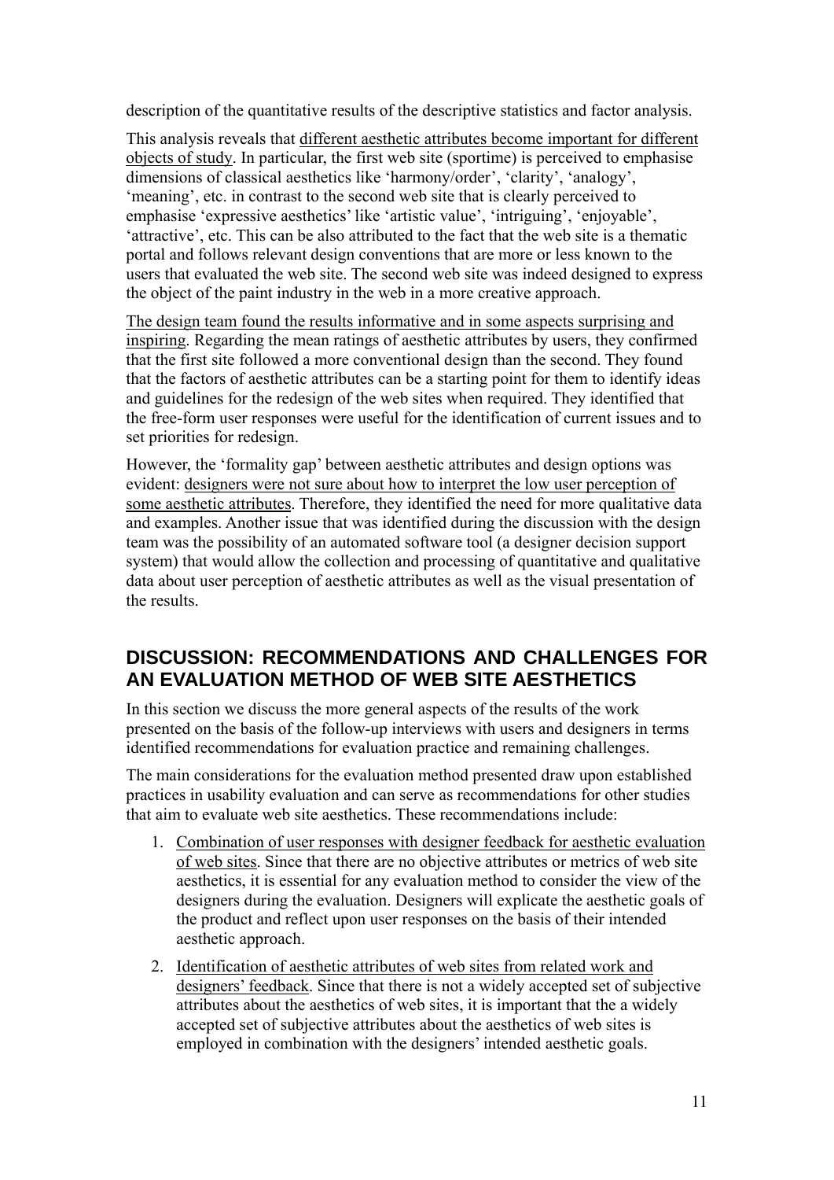description of the quantitative results of the descriptive statistics and factor analysis.

This analysis reveals that <u>different aesthetic attributes become important for different objects of study</u>. In particular, the first web site (sportime) is perceived to emphasise dimensions of classical aesthetics like 'harmony/order', 'clarity', 'analogy', 'meaning', etc. in contrast to the second web site that is clearly perceived to emphasise 'expressive aesthetics' like 'artistic value', 'intriguing', 'enjoyable', 'attractive', etc. This can be also attributed to the fact that the web site is a thematic portal and follows relevant design conventions that are more or less known to the users that evaluated the web site. The second web site was indeed designed to express the object of the paint industry in the web in a more creative approach.

<u>The design team found the results informative and in some aspects surprising and inspiring</u>. Regarding the mean ratings of aesthetic attributes by users, they confirmed that the first site followed a more conventional design than the second. They found that the factors of aesthetic attributes can be a starting point for them to identify ideas and guidelines for the redesign of the web sites when required. They identified that the free-form user responses were useful for the identification of current issues and to set priorities for redesign.

However, the 'formality gap' between aesthetic attributes and design options was evident: <u>designers were not sure about how to interpret the low user perception of some aesthetic attributes</u>. Therefore, they identified the need for more qualitative data and examples. Another issue that was identified during the discussion with the design team was the possibility of an automated software tool (a designer decision support system) that would allow the collection and processing of quantitative and qualitative data about user perception of aesthetic attributes as well as the visual presentation of the results.

## DISCUSSION: RECOMMENDATIONS AND CHALLENGES FOR AN EVALUATION METHOD OF WEB SITE AESTHETICS

In this section we discuss the more general aspects of the results of the work presented on the basis of the follow-up interviews with users and designers in terms identified recommendations for evaluation practice and remaining challenges.

The main considerations for the evaluation method presented draw upon established practices in usability evaluation and can serve as recommendations for other studies that aim to evaluate web site aesthetics. These recommendations include:

1. <u>Combination of user responses with designer feedback for aesthetic evaluation of web sites</u>. Since that there are no objective attributes or metrics of web site aesthetics, it is essential for any evaluation method to consider the view of the designers during the evaluation. Designers will explicate the aesthetic goals of the product and reflect upon user responses on the basis of their intended aesthetic approach.
2. <u>Identification of aesthetic attributes of web sites from related work and designers' feedback</u>. Since that there is not a widely accepted set of subjective attributes about the aesthetics of web sites, it is important that the a widely accepted set of subjective attributes about the aesthetics of web sites is employed in combination with the designers' intended aesthetic goals.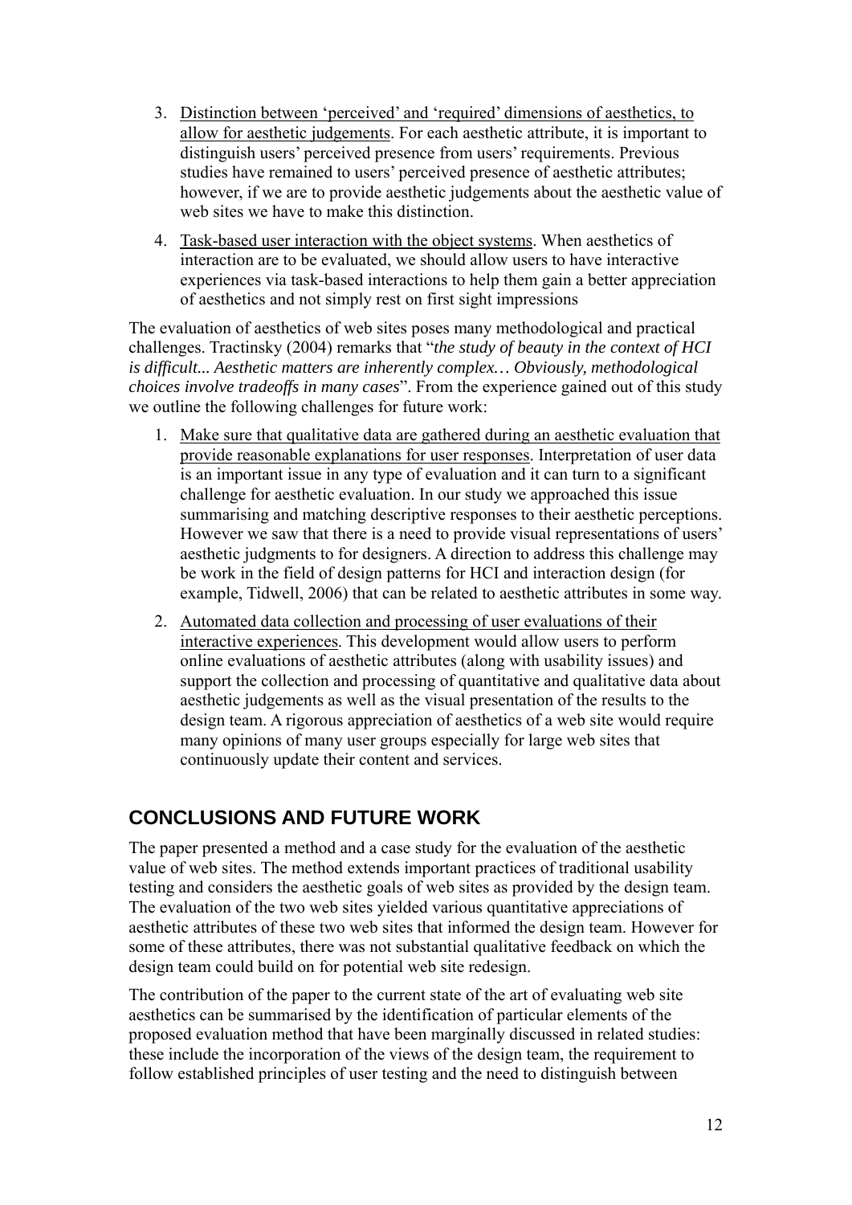3. <u>Distinction between 'perceived' and 'required' dimensions of aesthetics, to allow for aesthetic judgements</u>. For each aesthetic attribute, it is important to distinguish users' perceived presence from users' requirements. Previous studies have remained to users' perceived presence of aesthetic attributes; however, if we are to provide aesthetic judgements about the aesthetic value of web sites we have to make this distinction.

4. <u>Task-based user interaction with the object systems</u>. When aesthetics of interaction are to be evaluated, we should allow users to have interactive experiences via task-based interactions to help them gain a better appreciation of aesthetics and not simply rest on first sight impressions

The evaluation of aesthetics of web sites poses many methodological and practical challenges. Tractinsky (2004) remarks that "*the study of beauty in the context of HCI is difficult... Aesthetic matters are inherently complex… Obviously, methodological choices involve tradeoffs in many cases*". From the experience gained out of this study we outline the following challenges for future work:

1. <u>Make sure that qualitative data are gathered during an aesthetic evaluation that provide reasonable explanations for user responses</u>. Interpretation of user data is an important issue in any type of evaluation and it can turn to a significant challenge for aesthetic evaluation. In our study we approached this issue summarising and matching descriptive responses to their aesthetic perceptions. However we saw that there is a need to provide visual representations of users' aesthetic judgments to for designers. A direction to address this challenge may be work in the field of design patterns for HCI and interaction design (for example, Tidwell, 2006) that can be related to aesthetic attributes in some way.

2. <u>Automated data collection and processing of user evaluations of their interactive experiences</u>. This development would allow users to perform online evaluations of aesthetic attributes (along with usability issues) and support the collection and processing of quantitative and qualitative data about aesthetic judgements as well as the visual presentation of the results to the design team. A rigorous appreciation of aesthetics of a web site would require many opinions of many user groups especially for large web sites that continuously update their content and services.

## CONCLUSIONS AND FUTURE WORK

The paper presented a method and a case study for the evaluation of the aesthetic value of web sites. The method extends important practices of traditional usability testing and considers the aesthetic goals of web sites as provided by the design team. The evaluation of the two web sites yielded various quantitative appreciations of aesthetic attributes of these two web sites that informed the design team. However for some of these attributes, there was not substantial qualitative feedback on which the design team could build on for potential web site redesign.

The contribution of the paper to the current state of the art of evaluating web site aesthetics can be summarised by the identification of particular elements of the proposed evaluation method that have been marginally discussed in related studies: these include the incorporation of the views of the design team, the requirement to follow established principles of user testing and the need to distinguish between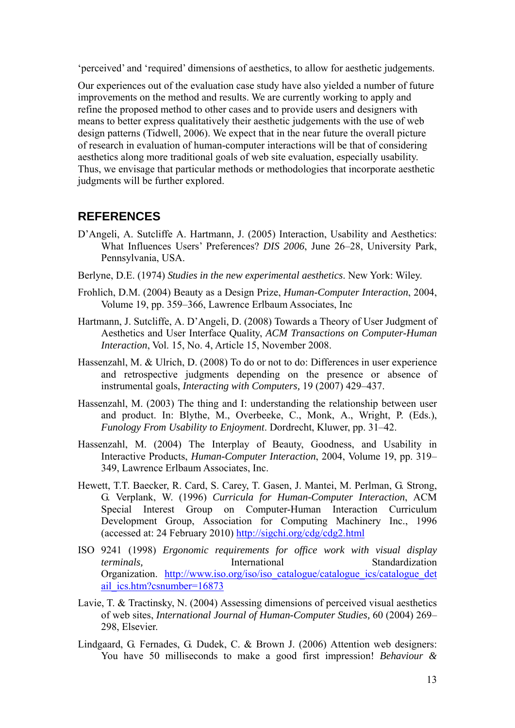'perceived' and 'required' dimensions of aesthetics, to allow for aesthetic judgements.

Our experiences out of the evaluation case study have also yielded a number of future improvements on the method and results. We are currently working to apply and refine the proposed method to other cases and to provide users and designers with means to better express qualitatively their aesthetic judgements with the use of web design patterns (Tidwell, 2006). We expect that in the near future the overall picture of research in evaluation of human-computer interactions will be that of considering aesthetics along more traditional goals of web site evaluation, especially usability. Thus, we envisage that particular methods or methodologies that incorporate aesthetic judgments will be further explored.

## REFERENCES

D'Angeli, A. Sutcliffe A. Hartmann, J. (2005) Interaction, Usability and Aesthetics: What Influences Users' Preferences? *DIS 2006*, June 26–28, University Park, Pennsylvania, USA.

Berlyne, D.E. (1974) *Studies in the new experimental aesthetics*. New York: Wiley.

Frohlich, D.M. (2004) Beauty as a Design Prize, *Human-Computer Interaction*, 2004, Volume 19, pp. 359–366, Lawrence Erlbaum Associates, Inc

Hartmann, J. Sutcliffe, A. D'Angeli, D. (2008) Towards a Theory of User Judgment of Aesthetics and User Interface Quality, *ACM Transactions on Computer-Human Interaction*, Vol. 15, No. 4, Article 15, November 2008.

Hassenzahl, M. & Ulrich, D. (2008) To do or not to do: Differences in user experience and retrospective judgments depending on the presence or absence of instrumental goals, *Interacting with Computers,* 19 (2007) 429–437.

Hassenzahl, M. (2003) The thing and I: understanding the relationship between user and product. In: Blythe, M., Overbeeke, C., Monk, A., Wright, P. (Eds.), *Funology From Usability to Enjoyment*. Dordrecht, Kluwer, pp. 31–42.

Hassenzahl, M. (2004) The Interplay of Beauty, Goodness, and Usability in Interactive Products, *Human-Computer Interaction*, 2004, Volume 19, pp. 319–349, Lawrence Erlbaum Associates, Inc.

Hewett, T.T. Baecker, R. Card, S. Carey, T. Gasen, J. Mantei, M. Perlman, G. Strong, G. Verplank, W. (1996) *Curricula for Human-Computer Interaction*, ACM Special Interest Group on Computer-Human Interaction Curriculum Development Group, Association for Computing Machinery Inc., 1996 (accessed at: 24 February 2010) http://sigchi.org/cdg/cdg2.html

ISO 9241 (1998) *Ergonomic requirements for office work with visual display terminals,* International Standardization Organization. http://www.iso.org/iso/iso_catalogue/catalogue_ics/catalogue_detail_ics.htm?csnumber=16873

Lavie, T. & Tractinsky, N. (2004) Assessing dimensions of perceived visual aesthetics of web sites, *International Journal of Human-Computer Studies,* 60 (2004) 269–298, Elsevier.

Lindgaard, G. Fernades, G. Dudek, C. & Brown J. (2006) Attention web designers: You have 50 milliseconds to make a good first impression! *Behaviour &*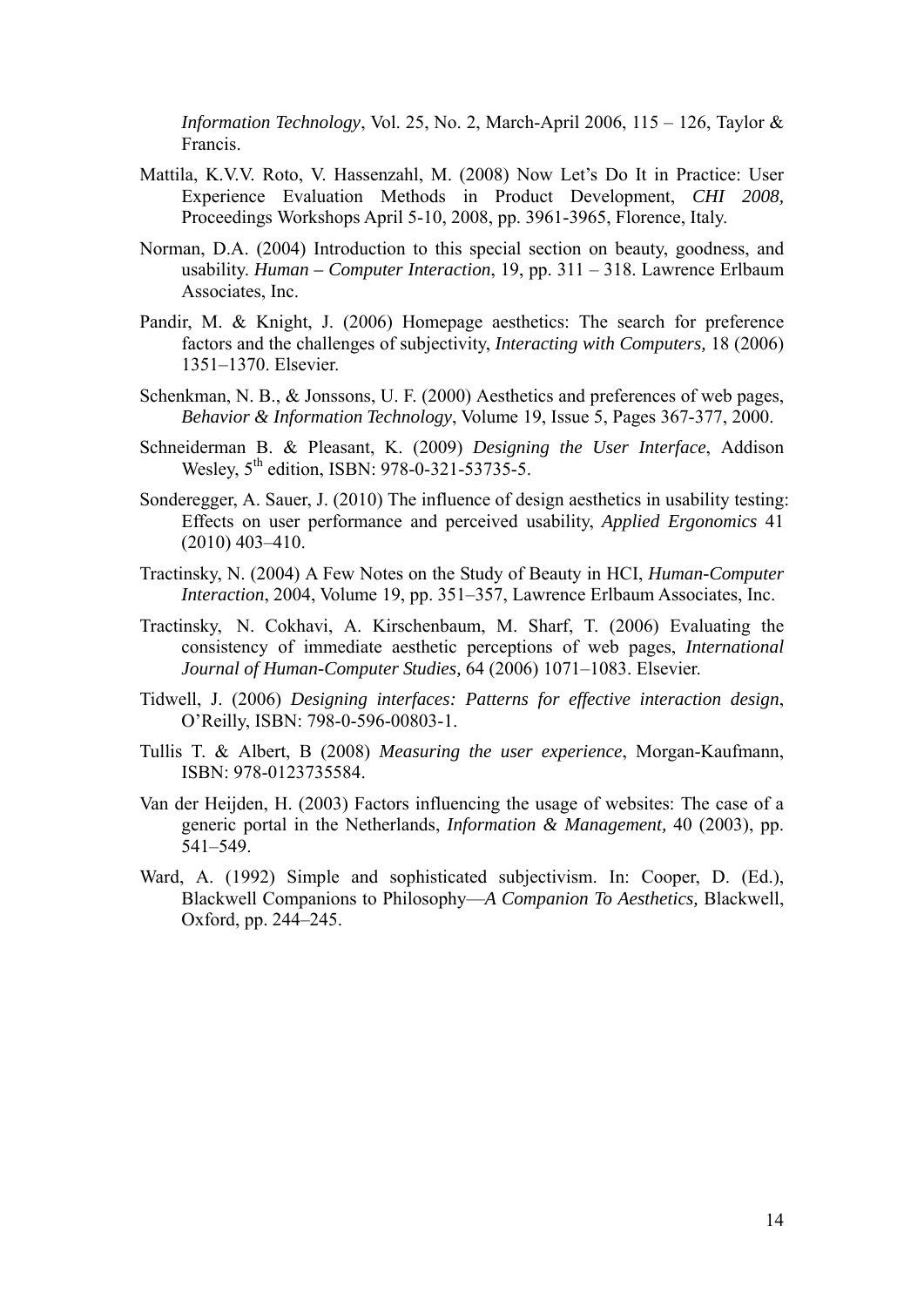*Information Technology*, Vol. 25, No. 2, March-April 2006, 115 – 126, Taylor & Francis.

Mattila, K.V.V. Roto, V. Hassenzahl, M. (2008) Now Let's Do It in Practice: User Experience Evaluation Methods in Product Development, *CHI 2008,* Proceedings Workshops April 5-10, 2008, pp. 3961-3965, Florence, Italy.

Norman, D.A. (2004) Introduction to this special section on beauty, goodness, and usability. *Human – Computer Interaction*, 19, pp. 311 – 318. Lawrence Erlbaum Associates, Inc.

Pandir, M. & Knight, J. (2006) Homepage aesthetics: The search for preference factors and the challenges of subjectivity, *Interacting with Computers,* 18 (2006) 1351–1370. Elsevier.

Schenkman, N. B., & Jonssons, U. F. (2000) Aesthetics and preferences of web pages, *Behavior & Information Technology*, Volume 19, Issue 5, Pages 367-377, 2000.

Schneiderman B. & Pleasant, K. (2009) *Designing the User Interface*, Addison Wesley, 5th edition, ISBN: 978-0-321-53735-5.

Sonderegger, A. Sauer, J. (2010) The influence of design aesthetics in usability testing: Effects on user performance and perceived usability, *Applied Ergonomics* 41 (2010) 403–410.

Tractinsky, N. (2004) A Few Notes on the Study of Beauty in HCI, *Human-Computer Interaction*, 2004, Volume 19, pp. 351–357, Lawrence Erlbaum Associates, Inc.

Tractinsky, N. Cokhavi, A. Kirschenbaum, M. Sharf, T. (2006) Evaluating the consistency of immediate aesthetic perceptions of web pages, *International Journal of Human-Computer Studies,* 64 (2006) 1071–1083. Elsevier.

Tidwell, J. (2006) *Designing interfaces: Patterns for effective interaction design*, O'Reilly, ISBN: 798-0-596-00803-1.

Tullis T. & Albert, B (2008) *Measuring the user experience*, Morgan-Kaufmann, ISBN: 978-0123735584.

Van der Heijden, H. (2003) Factors influencing the usage of websites: The case of a generic portal in the Netherlands, *Information & Management,* 40 (2003), pp. 541–549.

Ward, A. (1992) Simple and sophisticated subjectivism. In: Cooper, D. (Ed.), Blackwell Companions to Philosophy—*A Companion To Aesthetics,* Blackwell, Oxford, pp. 244–245.